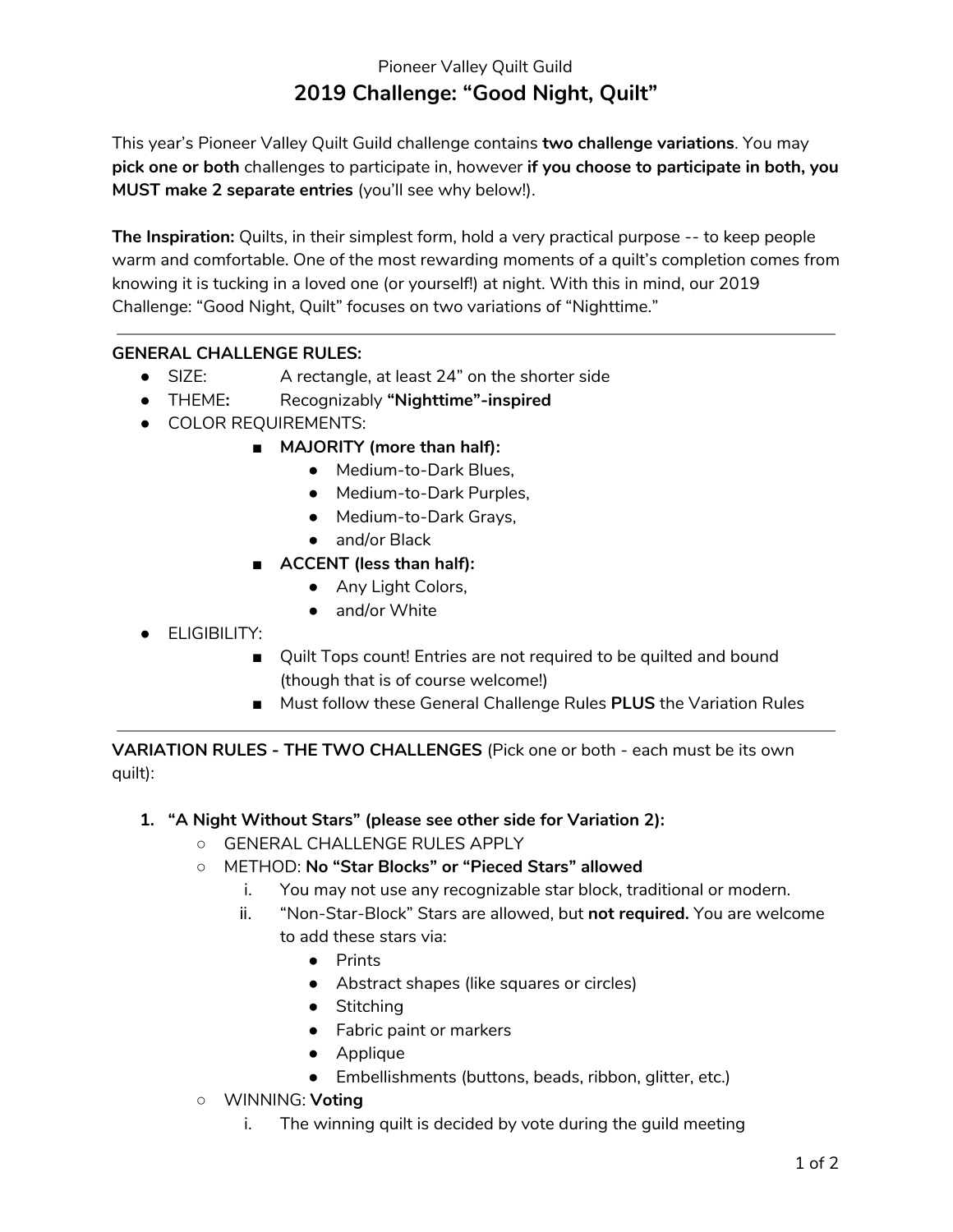Pioneer Valley Quilt Guild

# 2019 Challenge: "Good Night, Quilt"

This year's Pioneer Valley Quilt Guild challenge contains **two challenge variations**. You may **pick one or both** challenges to participate in, however **if you choose to participate in both, you MUST make 2 separate entries** (you'll see why below!).

**The Inspiration:** Quilts, in their simplest form, hold a very practical purpose -- to keep people warm and comfortable. One of the most rewarding moments of a quilt's completion comes from knowing it is tucking in a loved one (or yourself!) at night. With this in mind, our 2019 Challenge: "Good Night, Quilt" focuses on two variations of "Nighttime."

---

**GENERAL CHALLENGE RULES:**

- SIZE: A rectangle, at least 24" on the shorter side
- THEME**:** Recognizably **"Nighttime"-inspired**
- COLOR REQUIREMENTS:
  - **MAJORITY (more than half):**
    - Medium-to-Dark Blues,
    - Medium-to-Dark Purples,
    - Medium-to-Dark Grays,
    - and/or Black
  - **ACCENT (less than half):**
    - Any Light Colors,
    - and/or White
- ELIGIBILITY:
  - Quilt Tops count! Entries are not required to be quilted and bound (though that is of course welcome!)
  - Must follow these General Challenge Rules **PLUS** the Variation Rules

---

**VARIATION RULES - THE TWO CHALLENGES** (Pick one or both - each must be its own quilt):

1. **"A Night Without Stars" (please see other side for Variation 2):**
   - GENERAL CHALLENGE RULES APPLY
   - METHOD: **No "Star Blocks" or "Pieced Stars" allowed**
     1. You may not use any recognizable star block, traditional or modern.
     2. "Non-Star-Block" Stars are allowed, but **not required.** You are welcome to add these stars via:
        - Prints
        - Abstract shapes (like squares or circles)
        - Stitching
        - Fabric paint or markers
        - Applique
        - Embellishments (buttons, beads, ribbon, glitter, etc.)
   - WINNING: **Voting**
     1. The winning quilt is decided by vote during the guild meeting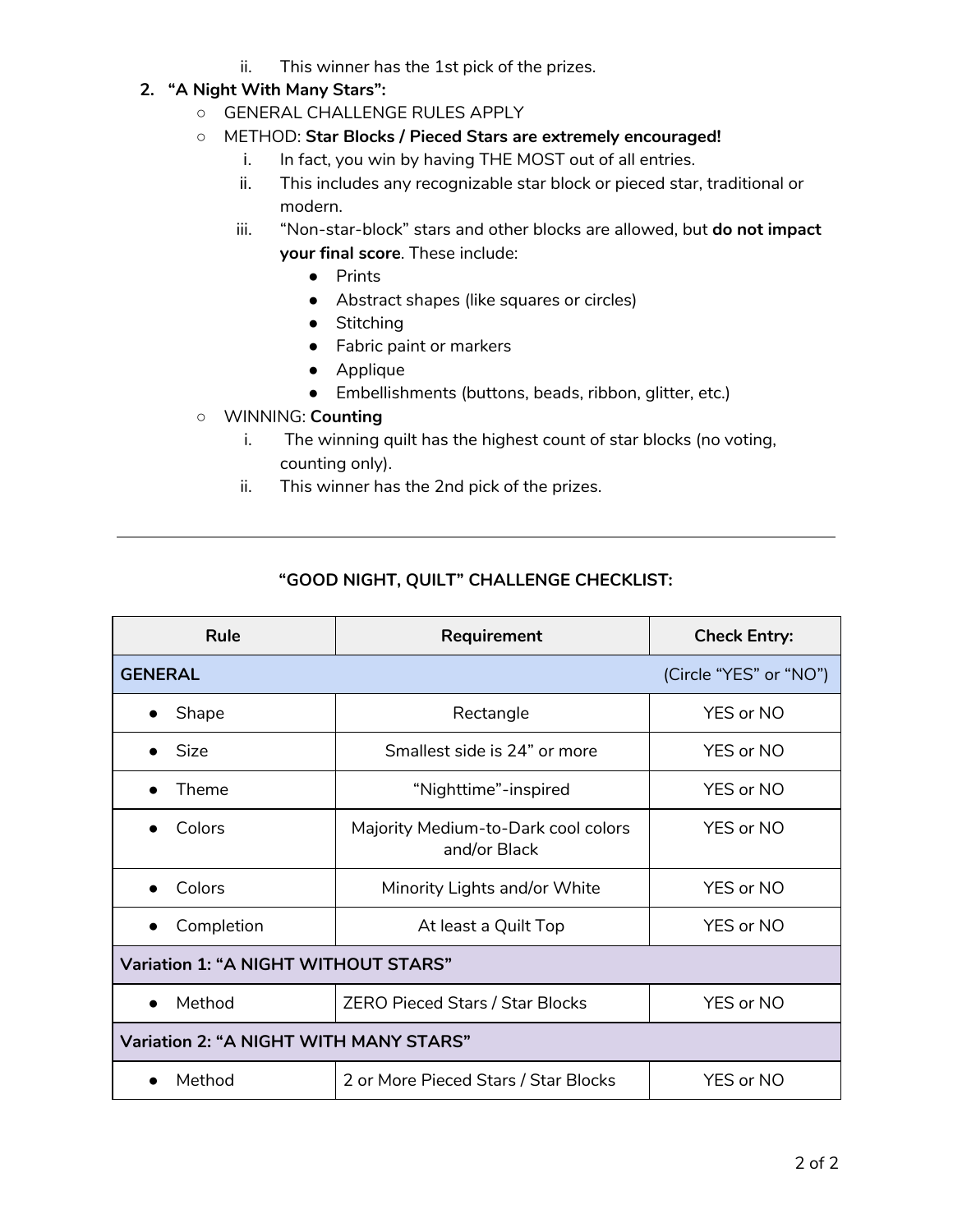ii. This winner has the 1st pick of the prizes.

2. **"A Night With Many Stars":**
   - GENERAL CHALLENGE RULES APPLY
   - METHOD: **Star Blocks / Pieced Stars are extremely encouraged!**
     - i. In fact, you win by having THE MOST out of all entries.
     - ii. This includes any recognizable star block or pieced star, traditional or modern.
     - iii. "Non-star-block" stars and other blocks are allowed, but **do not impact your final score**. These include:
       - Prints
       - Abstract shapes (like squares or circles)
       - Stitching
       - Fabric paint or markers
       - Applique
       - Embellishments (buttons, beads, ribbon, glitter, etc.)
   - WINNING: **Counting**
     - i. The winning quilt has the highest count of star blocks (no voting, counting only).
     - ii. This winner has the 2nd pick of the prizes.

---

**"GOOD NIGHT, QUILT" CHALLENGE CHECKLIST:**

| Rule | Requirement | Check Entry: |
|---|---|---|
| **GENERAL** | | (Circle "YES" or "NO") |
| • Shape | Rectangle | YES or NO |
| • Size | Smallest side is 24" or more | YES or NO |
| • Theme | "Nighttime"-inspired | YES or NO |
| • Colors | Majority Medium-to-Dark cool colors and/or Black | YES or NO |
| • Colors | Minority Lights and/or White | YES or NO |
| • Completion | At least a Quilt Top | YES or NO |
| **Variation 1: "A NIGHT WITHOUT STARS"** | | |
| • Method | ZERO Pieced Stars / Star Blocks | YES or NO |
| **Variation 2: "A NIGHT WITH MANY STARS"** | | |
| • Method | 2 or More Pieced Stars / Star Blocks | YES or NO |